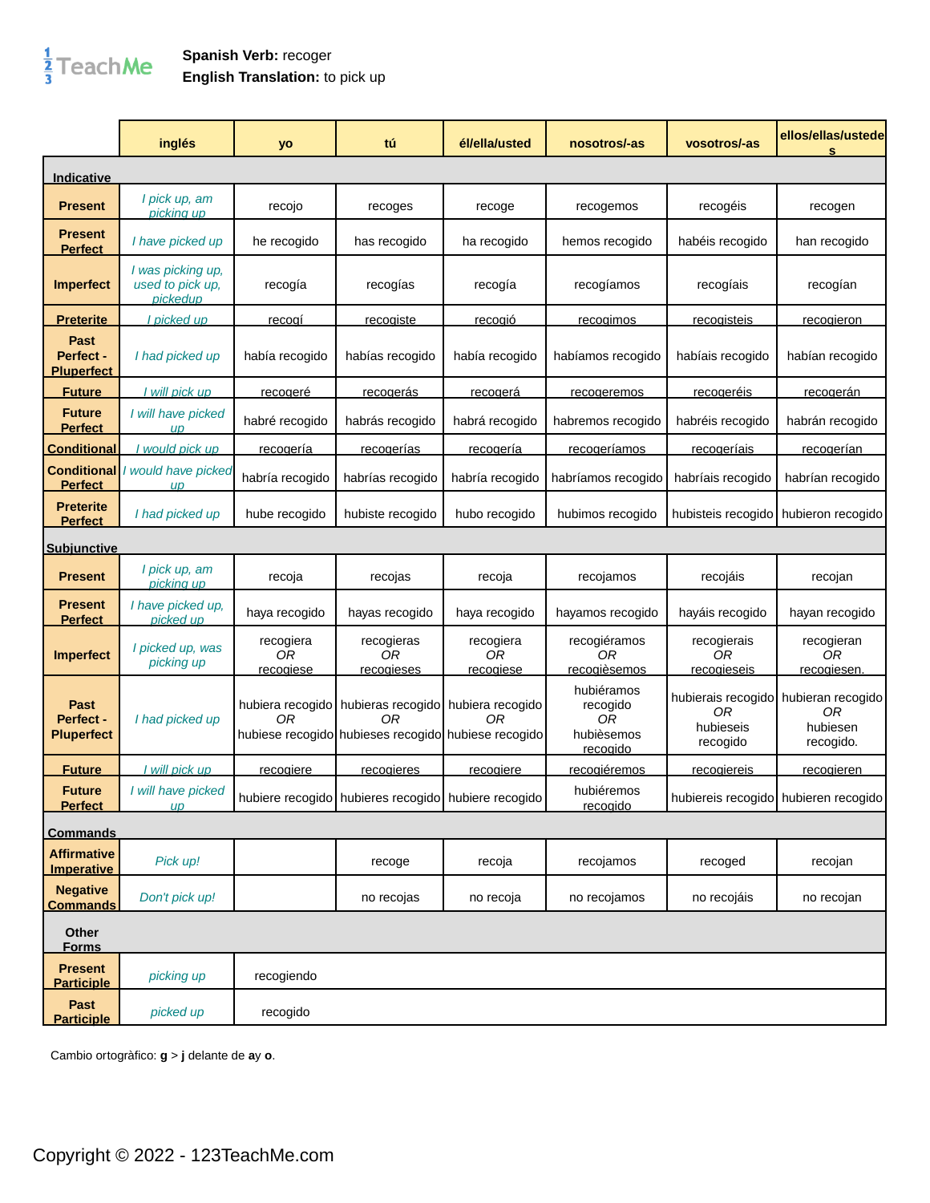**Spanish Verb:** recoger
**English Translation:** to pick up

| | inglés | yo | tú | él/ella/usted | nosotros/-as | vosotros/-as | ellos/ellas/ustedes |
|---|---|---|---|---|---|---|---|
| **Indicative** | | | | | | | |
| **Present** | *I pick up, am picking up* | recojo | recoges | recoge | recogemos | recogéis | recogen |
| **Present Perfect** | *I have picked up* | he recogido | has recogido | ha recogido | hemos recogido | habéis recogido | han recogido |
| **Imperfect** | *I was picking up, used to pick up, pickedup* | recogía | recogías | recogía | recogíamos | recogíais | recogían |
| **Preterite** | *I picked up* | recogí | recogiste | recogió | recogimos | recogisteis | recogieron |
| **Past Perfect - Pluperfect** | *I had picked up* | había recogido | habías recogido | había recogido | habíamos recogido | habíais recogido | habían recogido |
| **Future** | *I will pick up* | recogeré | recogerás | recogerá | recogeremos | recogeréis | recogerán |
| **Future Perfect** | *I will have picked up* | habré recogido | habrás recogido | habrá recogido | habremos recogido | habréis recogido | habrán recogido |
| **Conditional** | *I would pick up* | recogería | recogerías | recogería | recogeríamos | recogeríais | recogerían |
| **Conditional Perfect** | *I would have picked up* | habría recogido | habrías recogido | habría recogido | habríamos recogido | habríais recogido | habrían recogido |
| **Preterite Perfect** | *I had picked up* | hube recogido | hubiste recogido | hubo recogido | hubimos recogido | hubisteis recogido | hubieron recogido |
| **Subjunctive** | | | | | | | |
| **Present** | *I pick up, am picking up* | recoja | recojas | recoja | recojamos | recojáis | recojan |
| **Present Perfect** | *I have picked up, picked up* | haya recogido | hayas recogido | haya recogido | hayamos recogido | hayáis recogido | hayan recogido |
| **Imperfect** | *I picked up, was picking up* | recogiera *OR* recogiese | recogieras *OR* recogieses | recogiera *OR* recogiese | recogiéramos *OR* recogièsemos | recogierais *OR* recogieseis | recogieran *OR* recogiesen. |
| **Past Perfect - Pluperfect** | *I had picked up* | hubiera recogido *OR* hubiese recogido | hubieras recogido *OR* hubieses recogido | hubiera recogido *OR* hubiese recogido | hubiéramos recogido *OR* hubièsemos recogido | hubierais recogido *OR* hubieseis recogido | hubieran recogido *OR* hubiesen recogido. |
| **Future** | *I will pick up* | recogiere | recogieres | recogiere | recogiéremos | recogiereis | recogieren |
| **Future Perfect** | *I will have picked up* | hubiere recogido | hubieres recogido | hubiere recogido | hubiéremos recogido | hubiereis recogido | hubieren recogido |
| **Commands** | | | | | | | |
| **Affirmative Imperative** | *Pick up!* | | recoge | recoja | recojamos | recoged | recojan |
| **Negative Commands** | *Don't pick up!* | | no recojas | no recoja | no recojamos | no recojáis | no recojan |
| **Other Forms** | | | | | | | |
| **Present Participle** | *picking up* | recogiendo | | | | | |
| **Past Participle** | *picked up* | recogido | | | | | |

Cambio ortogràfico: **g** > **j** delante de **a** y **o**.

Copyright © 2022 - 123TeachMe.com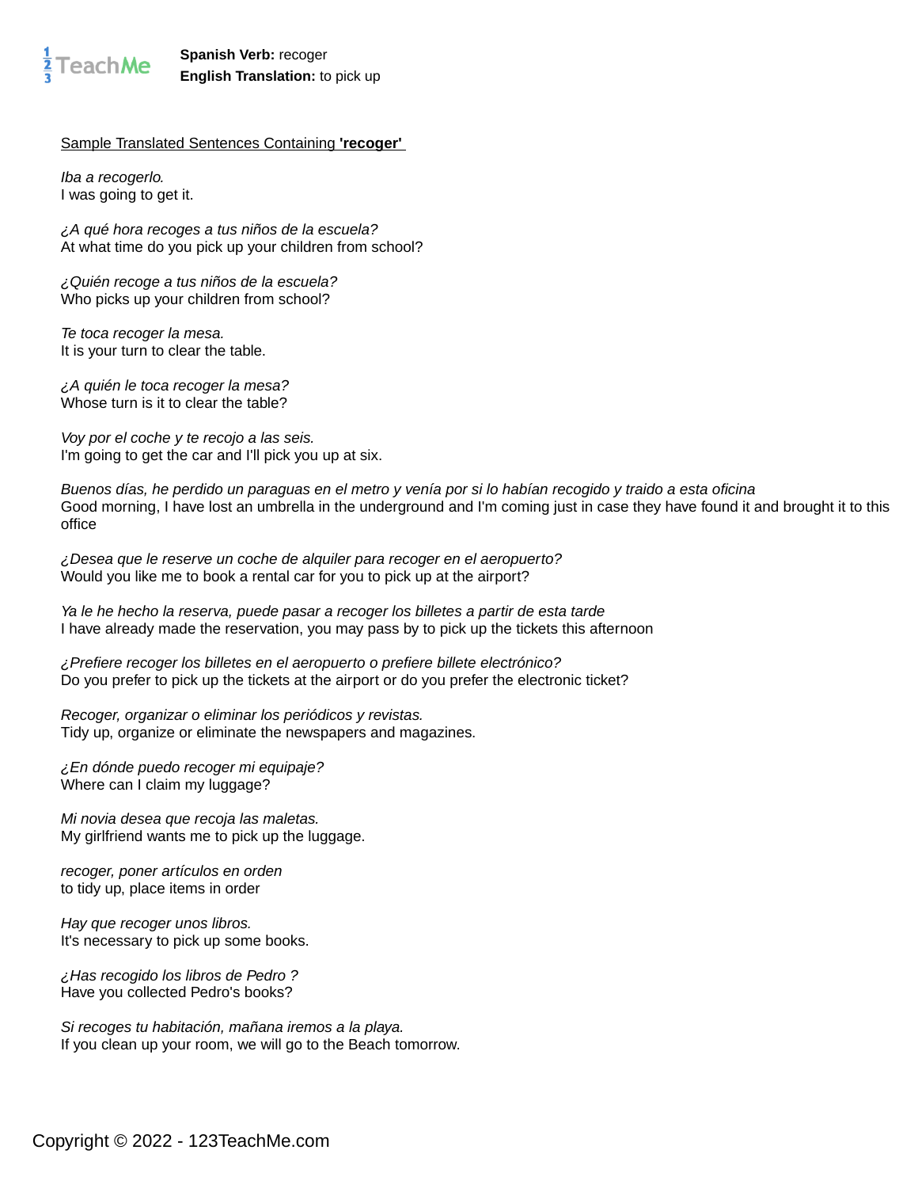**Spanish Verb:** recoger
**English Translation:** to pick up

Sample Translated Sentences Containing **'recoger'**

*Iba a recogerlo.*
I was going to get it.

*¿A qué hora recoges a tus niños de la escuela?*
At what time do you pick up your children from school?

*¿Quién recoge a tus niños de la escuela?*
Who picks up your children from school?

*Te toca recoger la mesa.*
It is your turn to clear the table.

*¿A quién le toca recoger la mesa?*
Whose turn is it to clear the table?

*Voy por el coche y te recojo a las seis.*
I'm going to get the car and I'll pick you up at six.

*Buenos días, he perdido un paraguas en el metro y venía por si lo habían recogido y traido a esta oficina*
Good morning, I have lost an umbrella in the underground and I'm coming just in case they have found it and brought it to this office

*¿Desea que le reserve un coche de alquiler para recoger en el aeropuerto?*
Would you like me to book a rental car for you to pick up at the airport?

*Ya le he hecho la reserva, puede pasar a recoger los billetes a partir de esta tarde*
I have already made the reservation, you may pass by to pick up the tickets this afternoon

*¿Prefiere recoger los billetes en el aeropuerto o prefiere billete electrónico?*
Do you prefer to pick up the tickets at the airport or do you prefer the electronic ticket?

*Recoger, organizar o eliminar los periódicos y revistas.*
Tidy up, organize or eliminate the newspapers and magazines.

*¿En dónde puedo recoger mi equipaje?*
Where can I claim my luggage?

*Mi novia desea que recoja las maletas.*
My girlfriend wants me to pick up the luggage.

*recoger, poner artículos en orden*
to tidy up, place items in order

*Hay que recoger unos libros.*
It's necessary to pick up some books.

*¿Has recogido los libros de Pedro ?*
Have you collected Pedro's books?

*Si recoges tu habitación, mañana iremos a la playa.*
If you clean up your room, we will go to the Beach tomorrow.